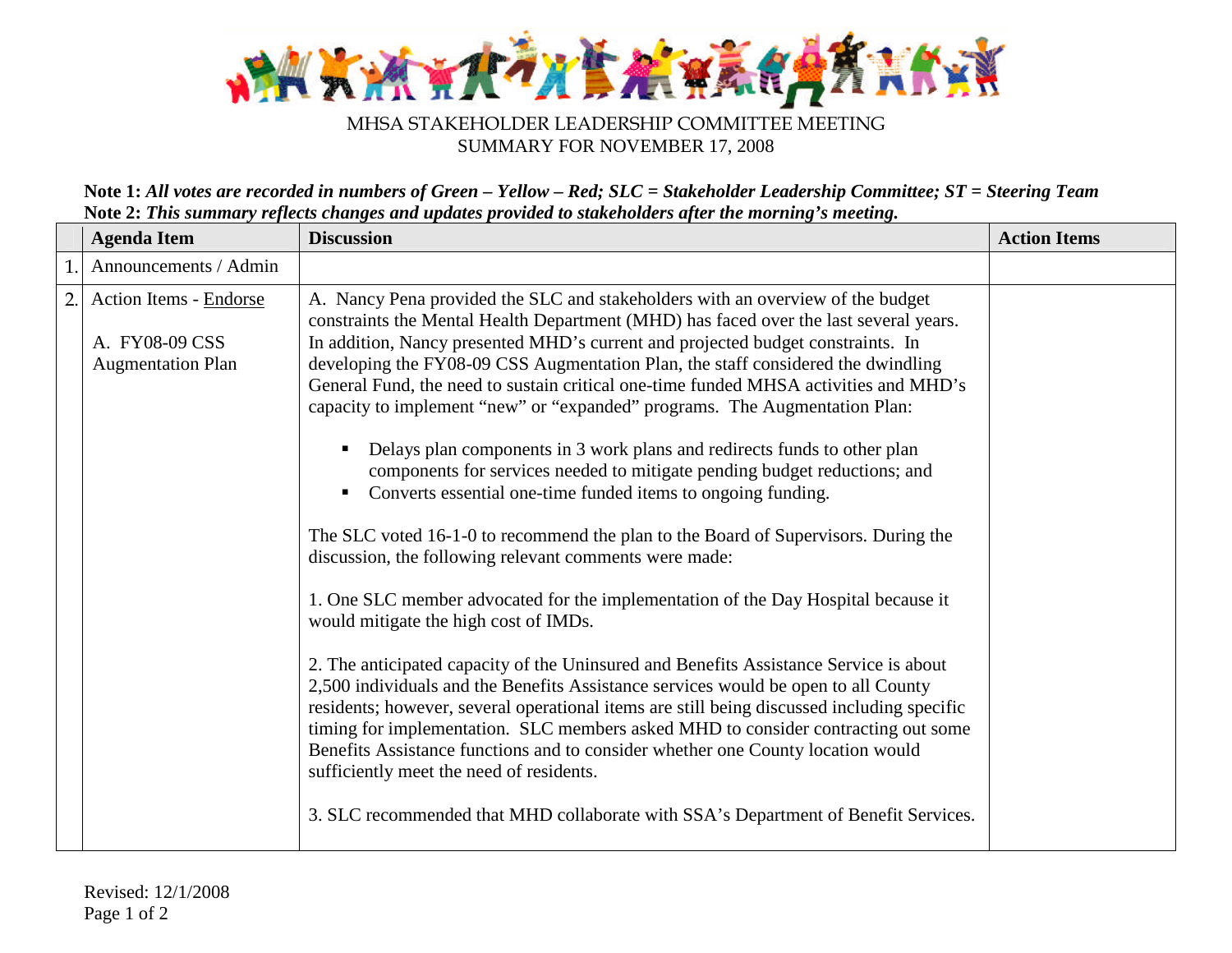MHSA STAKEHOLDER LEADERSHIP COMMITTEE MEETING
SUMMARY FOR NOVEMBER 17, 2008

**Note 1:** ***All votes are recorded in numbers of Green – Yellow – Red; SLC = Stakeholder Leadership Committee; ST = Steering Team***
**Note 2:** ***This summary reflects changes and updates provided to stakeholders after the morning's meeting.***

| | Agenda Item | Discussion | Action Items |
|---|---|---|---|
| 1. | Announcements / Admin | | |
| 2. | Action Items - Endorse<br><br>A. FY08-09 CSS Augmentation Plan | A. Nancy Pena provided the SLC and stakeholders with an overview of the budget constraints the Mental Health Department (MHD) has faced over the last several years. In addition, Nancy presented MHD's current and projected budget constraints. In developing the FY08-09 CSS Augmentation Plan, the staff considered the dwindling General Fund, the need to sustain critical one-time funded MHSA activities and MHD's capacity to implement "new" or "expanded" programs. The Augmentation Plan:<br><br>▪ Delays plan components in 3 work plans and redirects funds to other plan components for services needed to mitigate pending budget reductions; and<br>▪ Converts essential one-time funded items to ongoing funding.<br><br>The SLC voted 16-1-0 to recommend the plan to the Board of Supervisors. During the discussion, the following relevant comments were made:<br><br>1. One SLC member advocated for the implementation of the Day Hospital because it would mitigate the high cost of IMDs.<br><br>2. The anticipated capacity of the Uninsured and Benefits Assistance Service is about 2,500 individuals and the Benefits Assistance services would be open to all County residents; however, several operational items are still being discussed including specific timing for implementation. SLC members asked MHD to consider contracting out some Benefits Assistance functions and to consider whether one County location would sufficiently meet the need of residents.<br><br>3. SLC recommended that MHD collaborate with SSA's Department of Benefit Services. | |

Revised: 12/1/2008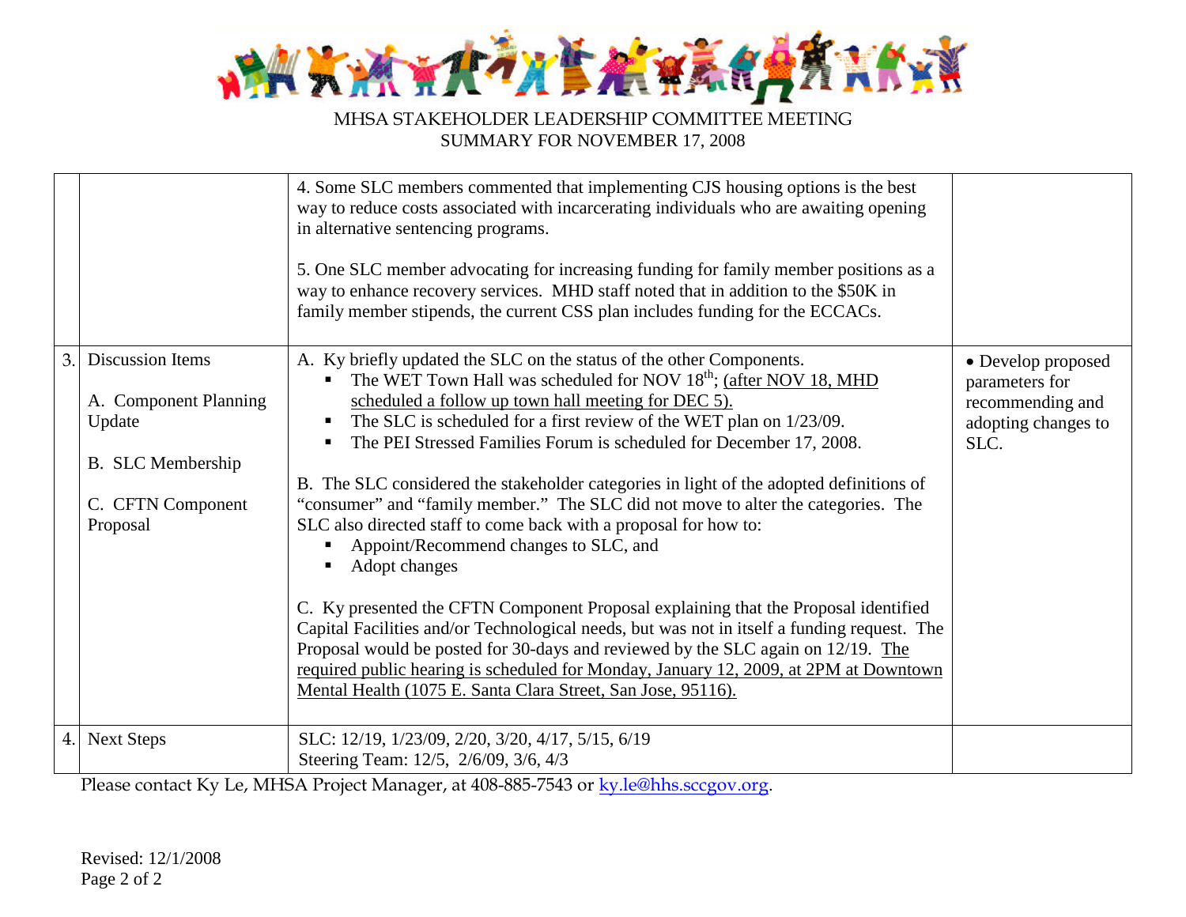MHSA STAKEHOLDER LEADERSHIP COMMITTEE MEETING
SUMMARY FOR NOVEMBER 17, 2008

| | | | |
|---|---|---|---|
| | | 4. Some SLC members commented that implementing CJS housing options is the best way to reduce costs associated with incarcerating individuals who are awaiting opening in alternative sentencing programs.<br><br>5. One SLC member advocating for increasing funding for family member positions as a way to enhance recovery services. MHD staff noted that in addition to the $50K in family member stipends, the current CSS plan includes funding for the ECCACs. | |
| 3. | Discussion Items<br><br>A. Component Planning Update<br><br>B. SLC Membership<br><br>C. CFTN Component Proposal | A. Ky briefly updated the SLC on the status of the other Components.<br>▪ The WET Town Hall was scheduled for NOV 18th; (after NOV 18, MHD scheduled a follow up town hall meeting for DEC 5).<br>▪ The SLC is scheduled for a first review of the WET plan on 1/23/09.<br>▪ The PEI Stressed Families Forum is scheduled for December 17, 2008.<br><br>B. The SLC considered the stakeholder categories in light of the adopted definitions of "consumer" and "family member." The SLC did not move to alter the categories. The SLC also directed staff to come back with a proposal for how to:<br>▪ Appoint/Recommend changes to SLC, and<br>▪ Adopt changes<br><br>C. Ky presented the CFTN Component Proposal explaining that the Proposal identified Capital Facilities and/or Technological needs, but was not in itself a funding request. The Proposal would be posted for 30-days and reviewed by the SLC again on 12/19. The required public hearing is scheduled for Monday, January 12, 2009, at 2PM at Downtown Mental Health (1075 E. Santa Clara Street, San Jose, 95116). | • Develop proposed parameters for recommending and adopting changes to SLC. |
| 4. | Next Steps | SLC: 12/19, 1/23/09, 2/20, 3/20, 4/17, 5/15, 6/19<br>Steering Team: 12/5, 2/6/09, 3/6, 4/3 | |

Please contact Ky Le, MHSA Project Manager, at 408-885-7543 or ky.le@hhs.sccgov.org.

Revised: 12/1/2008